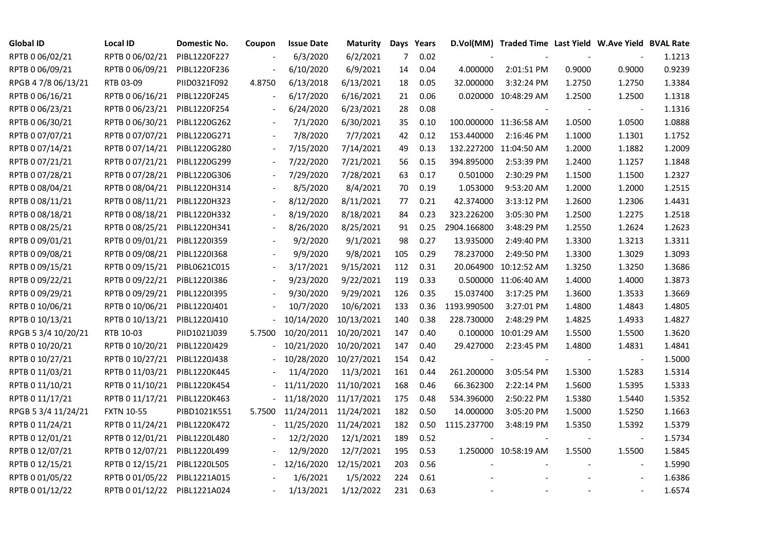| Global ID | Local ID | Domestic No. | Coupon | Issue Date | Maturity | Days | Years | D.Vol(MM) | Traded Time | Last Yield | W.Ave Yield | BVAL Rate |
|---|---|---|---|---|---|---|---|---|---|---|---|---|
| RPTB 0 06/02/21 | RPTB 0 06/02/21 | PIBL1220F227 | - | 6/3/2020 | 6/2/2021 | 7 | 0.02 | - | - | - | - | 1.1213 |
| RPTB 0 06/09/21 | RPTB 0 06/09/21 | PIBL1220F236 | - | 6/10/2020 | 6/9/2021 | 14 | 0.04 | 4.000000 | 2:01:51 PM | 0.9000 | 0.9000 | 0.9239 |
| RPGB 4 7/8 06/13/21 | RTB 03-09 | PIID0321F092 | 4.8750 | 6/13/2018 | 6/13/2021 | 18 | 0.05 | 32.000000 | 3:32:24 PM | 1.2750 | 1.2750 | 1.3384 |
| RPTB 0 06/16/21 | RPTB 0 06/16/21 | PIBL1220F245 | - | 6/17/2020 | 6/16/2021 | 21 | 0.06 | 0.020000 | 10:48:29 AM | 1.2500 | 1.2500 | 1.1318 |
| RPTB 0 06/23/21 | RPTB 0 06/23/21 | PIBL1220F254 | - | 6/24/2020 | 6/23/2021 | 28 | 0.08 | - | - | - | - | 1.1316 |
| RPTB 0 06/30/21 | RPTB 0 06/30/21 | PIBL1220G262 | - | 7/1/2020 | 6/30/2021 | 35 | 0.10 | 100.000000 | 11:36:58 AM | 1.0500 | 1.0500 | 1.0888 |
| RPTB 0 07/07/21 | RPTB 0 07/07/21 | PIBL1220G271 | - | 7/8/2020 | 7/7/2021 | 42 | 0.12 | 153.440000 | 2:16:46 PM | 1.1000 | 1.1301 | 1.1752 |
| RPTB 0 07/14/21 | RPTB 0 07/14/21 | PIBL1220G280 | - | 7/15/2020 | 7/14/2021 | 49 | 0.13 | 132.227200 | 11:04:50 AM | 1.2000 | 1.1882 | 1.2009 |
| RPTB 0 07/21/21 | RPTB 0 07/21/21 | PIBL1220G299 | - | 7/22/2020 | 7/21/2021 | 56 | 0.15 | 394.895000 | 2:53:39 PM | 1.2400 | 1.1257 | 1.1848 |
| RPTB 0 07/28/21 | RPTB 0 07/28/21 | PIBL1220G306 | - | 7/29/2020 | 7/28/2021 | 63 | 0.17 | 0.501000 | 2:30:29 PM | 1.1500 | 1.1500 | 1.2327 |
| RPTB 0 08/04/21 | RPTB 0 08/04/21 | PIBL1220H314 | - | 8/5/2020 | 8/4/2021 | 70 | 0.19 | 1.053000 | 9:53:20 AM | 1.2000 | 1.2000 | 1.2515 |
| RPTB 0 08/11/21 | RPTB 0 08/11/21 | PIBL1220H323 | - | 8/12/2020 | 8/11/2021 | 77 | 0.21 | 42.374000 | 3:13:12 PM | 1.2600 | 1.2306 | 1.4431 |
| RPTB 0 08/18/21 | RPTB 0 08/18/21 | PIBL1220H332 | - | 8/19/2020 | 8/18/2021 | 84 | 0.23 | 323.226200 | 3:05:30 PM | 1.2500 | 1.2275 | 1.2518 |
| RPTB 0 08/25/21 | RPTB 0 08/25/21 | PIBL1220H341 | - | 8/26/2020 | 8/25/2021 | 91 | 0.25 | 2904.166800 | 3:48:29 PM | 1.2550 | 1.2624 | 1.2623 |
| RPTB 0 09/01/21 | RPTB 0 09/01/21 | PIBL1220I359 | - | 9/2/2020 | 9/1/2021 | 98 | 0.27 | 13.935000 | 2:49:40 PM | 1.3300 | 1.3213 | 1.3311 |
| RPTB 0 09/08/21 | RPTB 0 09/08/21 | PIBL1220I368 | - | 9/9/2020 | 9/8/2021 | 105 | 0.29 | 78.237000 | 2:49:50 PM | 1.3300 | 1.3029 | 1.3093 |
| RPTB 0 09/15/21 | RPTB 0 09/15/21 | PIBL0621C015 | - | 3/17/2021 | 9/15/2021 | 112 | 0.31 | 20.064900 | 10:12:52 AM | 1.3250 | 1.3250 | 1.3686 |
| RPTB 0 09/22/21 | RPTB 0 09/22/21 | PIBL1220I386 | - | 9/23/2020 | 9/22/2021 | 119 | 0.33 | 0.500000 | 11:06:40 AM | 1.4000 | 1.4000 | 1.3873 |
| RPTB 0 09/29/21 | RPTB 0 09/29/21 | PIBL1220I395 | - | 9/30/2020 | 9/29/2021 | 126 | 0.35 | 15.037400 | 3:17:25 PM | 1.3600 | 1.3533 | 1.3669 |
| RPTB 0 10/06/21 | RPTB 0 10/06/21 | PIBL1220J401 | - | 10/7/2020 | 10/6/2021 | 133 | 0.36 | 1193.990500 | 3:27:01 PM | 1.4800 | 1.4843 | 1.4805 |
| RPTB 0 10/13/21 | RPTB 0 10/13/21 | PIBL1220J410 | - | 10/14/2020 | 10/13/2021 | 140 | 0.38 | 228.730000 | 2:48:29 PM | 1.4825 | 1.4933 | 1.4827 |
| RPGB 5 3/4 10/20/21 | RTB 10-03 | PIID1021J039 | 5.7500 | 10/20/2011 | 10/20/2021 | 147 | 0.40 | 0.100000 | 10:01:29 AM | 1.5500 | 1.5500 | 1.3620 |
| RPTB 0 10/20/21 | RPTB 0 10/20/21 | PIBL1220J429 | - | 10/21/2020 | 10/20/2021 | 147 | 0.40 | 29.427000 | 2:23:45 PM | 1.4800 | 1.4831 | 1.4841 |
| RPTB 0 10/27/21 | RPTB 0 10/27/21 | PIBL1220J438 | - | 10/28/2020 | 10/27/2021 | 154 | 0.42 | - | - | - | - | 1.5000 |
| RPTB 0 11/03/21 | RPTB 0 11/03/21 | PIBL1220K445 | - | 11/4/2020 | 11/3/2021 | 161 | 0.44 | 261.200000 | 3:05:54 PM | 1.5300 | 1.5283 | 1.5314 |
| RPTB 0 11/10/21 | RPTB 0 11/10/21 | PIBL1220K454 | - | 11/11/2020 | 11/10/2021 | 168 | 0.46 | 66.362300 | 2:22:14 PM | 1.5600 | 1.5395 | 1.5333 |
| RPTB 0 11/17/21 | RPTB 0 11/17/21 | PIBL1220K463 | - | 11/18/2020 | 11/17/2021 | 175 | 0.48 | 534.396000 | 2:50:22 PM | 1.5380 | 1.5440 | 1.5352 |
| RPGB 5 3/4 11/24/21 | FXTN 10-55 | PIBD1021K551 | 5.7500 | 11/24/2011 | 11/24/2021 | 182 | 0.50 | 14.000000 | 3:05:20 PM | 1.5000 | 1.5250 | 1.1663 |
| RPTB 0 11/24/21 | RPTB 0 11/24/21 | PIBL1220K472 | - | 11/25/2020 | 11/24/2021 | 182 | 0.50 | 1115.237700 | 3:48:19 PM | 1.5350 | 1.5392 | 1.5379 |
| RPTB 0 12/01/21 | RPTB 0 12/01/21 | PIBL1220L480 | - | 12/2/2020 | 12/1/2021 | 189 | 0.52 | - | - | - | - | 1.5734 |
| RPTB 0 12/07/21 | RPTB 0 12/07/21 | PIBL1220L499 | - | 12/9/2020 | 12/7/2021 | 195 | 0.53 | 1.250000 | 10:58:19 AM | 1.5500 | 1.5500 | 1.5845 |
| RPTB 0 12/15/21 | RPTB 0 12/15/21 | PIBL1220L505 | - | 12/16/2020 | 12/15/2021 | 203 | 0.56 | - | - | - | - | 1.5990 |
| RPTB 0 01/05/22 | RPTB 0 01/05/22 | PIBL1221A015 | - | 1/6/2021 | 1/5/2022 | 224 | 0.61 | - | - | - | - | 1.6386 |
| RPTB 0 01/12/22 | RPTB 0 01/12/22 | PIBL1221A024 | - | 1/13/2021 | 1/12/2022 | 231 | 0.63 | - | - | - | - | 1.6574 |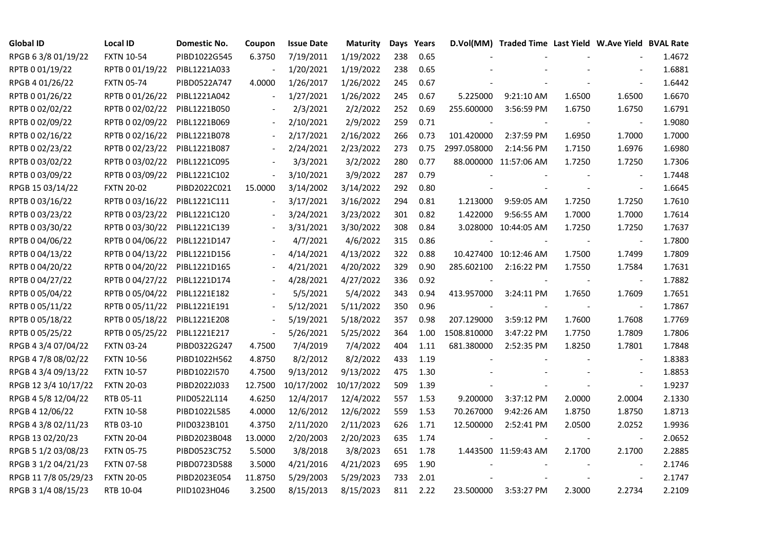| Global ID | Local ID | Domestic No. | Coupon | Issue Date | Maturity | Days | Years | D.Vol(MM) | Traded Time | Last Yield | W.Ave Yield | BVAL Rate |
|---|---|---|---|---|---|---|---|---|---|---|---|---|
| RPGB 6 3/8 01/19/22 | FXTN 10-54 | PIBD1022G545 | 6.3750 | 7/19/2011 | 1/19/2022 | 238 | 0.65 | - | - | - | - | 1.4672 |
| RPTB 0 01/19/22 | RPTB 0 01/19/22 | PIBL1221A033 | - | 1/20/2021 | 1/19/2022 | 238 | 0.65 | - | - | - | - | 1.6881 |
| RPGB 4 01/26/22 | FXTN 05-74 | PIBD0522A747 | 4.0000 | 1/26/2017 | 1/26/2022 | 245 | 0.67 | - | - | - | - | 1.6442 |
| RPTB 0 01/26/22 | RPTB 0 01/26/22 | PIBL1221A042 | - | 1/27/2021 | 1/26/2022 | 245 | 0.67 | 5.225000 | 9:21:10 AM | 1.6500 | 1.6500 | 1.6670 |
| RPTB 0 02/02/22 | RPTB 0 02/02/22 | PIBL1221B050 | - | 2/3/2021 | 2/2/2022 | 252 | 0.69 | 255.600000 | 3:56:59 PM | 1.6750 | 1.6750 | 1.6791 |
| RPTB 0 02/09/22 | RPTB 0 02/09/22 | PIBL1221B069 | - | 2/10/2021 | 2/9/2022 | 259 | 0.71 | - | - | - | - | 1.9080 |
| RPTB 0 02/16/22 | RPTB 0 02/16/22 | PIBL1221B078 | - | 2/17/2021 | 2/16/2022 | 266 | 0.73 | 101.420000 | 2:37:59 PM | 1.6950 | 1.7000 | 1.7000 |
| RPTB 0 02/23/22 | RPTB 0 02/23/22 | PIBL1221B087 | - | 2/24/2021 | 2/23/2022 | 273 | 0.75 | 2997.058000 | 2:14:56 PM | 1.7150 | 1.6976 | 1.6980 |
| RPTB 0 03/02/22 | RPTB 0 03/02/22 | PIBL1221C095 | - | 3/3/2021 | 3/2/2022 | 280 | 0.77 | 88.000000 | 11:57:06 AM | 1.7250 | 1.7250 | 1.7306 |
| RPTB 0 03/09/22 | RPTB 0 03/09/22 | PIBL1221C102 | - | 3/10/2021 | 3/9/2022 | 287 | 0.79 | - | - | - | - | 1.7448 |
| RPGB 15 03/14/22 | FXTN 20-02 | PIBD2022C021 | 15.0000 | 3/14/2002 | 3/14/2022 | 292 | 0.80 | - | - | - | - | 1.6645 |
| RPTB 0 03/16/22 | RPTB 0 03/16/22 | PIBL1221C111 | - | 3/17/2021 | 3/16/2022 | 294 | 0.81 | 1.213000 | 9:59:05 AM | 1.7250 | 1.7250 | 1.7610 |
| RPTB 0 03/23/22 | RPTB 0 03/23/22 | PIBL1221C120 | - | 3/24/2021 | 3/23/2022 | 301 | 0.82 | 1.422000 | 9:56:55 AM | 1.7000 | 1.7000 | 1.7614 |
| RPTB 0 03/30/22 | RPTB 0 03/30/22 | PIBL1221C139 | - | 3/31/2021 | 3/30/2022 | 308 | 0.84 | 3.028000 | 10:44:05 AM | 1.7250 | 1.7250 | 1.7637 |
| RPTB 0 04/06/22 | RPTB 0 04/06/22 | PIBL1221D147 | - | 4/7/2021 | 4/6/2022 | 315 | 0.86 | - | - | - | - | 1.7800 |
| RPTB 0 04/13/22 | RPTB 0 04/13/22 | PIBL1221D156 | - | 4/14/2021 | 4/13/2022 | 322 | 0.88 | 10.427400 | 10:12:46 AM | 1.7500 | 1.7499 | 1.7809 |
| RPTB 0 04/20/22 | RPTB 0 04/20/22 | PIBL1221D165 | - | 4/21/2021 | 4/20/2022 | 329 | 0.90 | 285.602100 | 2:16:22 PM | 1.7550 | 1.7584 | 1.7631 |
| RPTB 0 04/27/22 | RPTB 0 04/27/22 | PIBL1221D174 | - | 4/28/2021 | 4/27/2022 | 336 | 0.92 | - | - | - | - | 1.7882 |
| RPTB 0 05/04/22 | RPTB 0 05/04/22 | PIBL1221E182 | - | 5/5/2021 | 5/4/2022 | 343 | 0.94 | 413.957000 | 3:24:11 PM | 1.7650 | 1.7609 | 1.7651 |
| RPTB 0 05/11/22 | RPTB 0 05/11/22 | PIBL1221E191 | - | 5/12/2021 | 5/11/2022 | 350 | 0.96 | - | - | - | - | 1.7867 |
| RPTB 0 05/18/22 | RPTB 0 05/18/22 | PIBL1221E208 | - | 5/19/2021 | 5/18/2022 | 357 | 0.98 | 207.129000 | 3:59:12 PM | 1.7600 | 1.7608 | 1.7769 |
| RPTB 0 05/25/22 | RPTB 0 05/25/22 | PIBL1221E217 | - | 5/26/2021 | 5/25/2022 | 364 | 1.00 | 1508.810000 | 3:47:22 PM | 1.7750 | 1.7809 | 1.7806 |
| RPGB 4 3/4 07/04/22 | FXTN 03-24 | PIBD0322G247 | 4.7500 | 7/4/2019 | 7/4/2022 | 404 | 1.11 | 681.380000 | 2:52:35 PM | 1.8250 | 1.7801 | 1.7848 |
| RPGB 4 7/8 08/02/22 | FXTN 10-56 | PIBD1022H562 | 4.8750 | 8/2/2012 | 8/2/2022 | 433 | 1.19 | - | - | - | - | 1.8383 |
| RPGB 4 3/4 09/13/22 | FXTN 10-57 | PIBD1022I570 | 4.7500 | 9/13/2012 | 9/13/2022 | 475 | 1.30 | - | - | - | - | 1.8853 |
| RPGB 12 3/4 10/17/22 | FXTN 20-03 | PIBD2022J033 | 12.7500 | 10/17/2002 | 10/17/2022 | 509 | 1.39 | - | - | - | - | 1.9237 |
| RPGB 4 5/8 12/04/22 | RTB 05-11 | PIID0522L114 | 4.6250 | 12/4/2017 | 12/4/2022 | 557 | 1.53 | 9.200000 | 3:37:12 PM | 2.0000 | 2.0004 | 2.1330 |
| RPGB 4 12/06/22 | FXTN 10-58 | PIBD1022L585 | 4.0000 | 12/6/2012 | 12/6/2022 | 559 | 1.53 | 70.267000 | 9:42:26 AM | 1.8750 | 1.8750 | 1.8713 |
| RPGB 4 3/8 02/11/23 | RTB 03-10 | PIID0323B101 | 4.3750 | 2/11/2020 | 2/11/2023 | 626 | 1.71 | 12.500000 | 2:52:41 PM | 2.0500 | 2.0252 | 1.9936 |
| RPGB 13 02/20/23 | FXTN 20-04 | PIBD2023B048 | 13.0000 | 2/20/2003 | 2/20/2023 | 635 | 1.74 | - | - | - | - | 2.0652 |
| RPGB 5 1/2 03/08/23 | FXTN 05-75 | PIBD0523C752 | 5.5000 | 3/8/2018 | 3/8/2023 | 651 | 1.78 | 1.443500 | 11:59:43 AM | 2.1700 | 2.1700 | 2.2885 |
| RPGB 3 1/2 04/21/23 | FXTN 07-58 | PIBD0723D588 | 3.5000 | 4/21/2016 | 4/21/2023 | 695 | 1.90 | - | - | - | - | 2.1746 |
| RPGB 11 7/8 05/29/23 | FXTN 20-05 | PIBD2023E054 | 11.8750 | 5/29/2003 | 5/29/2023 | 733 | 2.01 | - | - | - | - | 2.1747 |
| RPGB 3 1/4 08/15/23 | RTB 10-04 | PIID1023H046 | 3.2500 | 8/15/2013 | 8/15/2023 | 811 | 2.22 | 23.500000 | 3:53:27 PM | 2.3000 | 2.2734 | 2.2109 |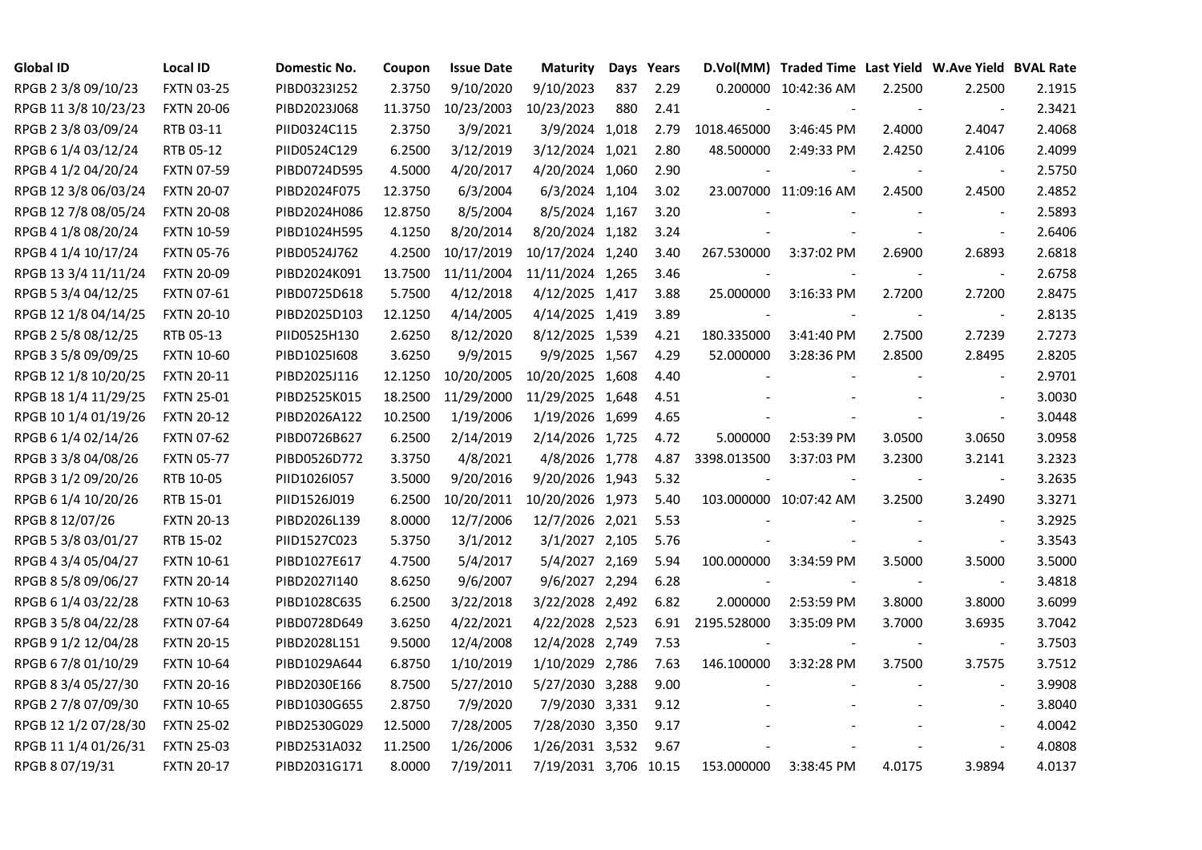| Global ID | Local ID | Domestic No. | Coupon | Issue Date | Maturity | Days | Years | D.Vol(MM) | Traded Time | Last Yield | W.Ave Yield | BVAL Rate |
|---|---|---|---|---|---|---|---|---|---|---|---|---|
| RPGB 2 3/8 09/10/23 | FXTN 03-25 | PIBD0323I252 | 2.3750 | 9/10/2020 | 9/10/2023 | 837 | 2.29 | 0.200000 | 10:42:36 AM | 2.2500 | 2.2500 | 2.1915 |
| RPGB 11 3/8 10/23/23 | FXTN 20-06 | PIBD2023J068 | 11.3750 | 10/23/2003 | 10/23/2023 | 880 | 2.41 | - | - | - | - | 2.3421 |
| RPGB 2 3/8 03/09/24 | RTB 03-11 | PIID0324C115 | 2.3750 | 3/9/2021 | 3/9/2024 | 1,018 | 2.79 | 1018.465000 | 3:46:45 PM | 2.4000 | 2.4047 | 2.4068 |
| RPGB 6 1/4 03/12/24 | RTB 05-12 | PIID0524C129 | 6.2500 | 3/12/2019 | 3/12/2024 | 1,021 | 2.80 | 48.500000 | 2:49:33 PM | 2.4250 | 2.4106 | 2.4099 |
| RPGB 4 1/2 04/20/24 | FXTN 07-59 | PIBD0724D595 | 4.5000 | 4/20/2017 | 4/20/2024 | 1,060 | 2.90 | - | - | - | - | 2.5750 |
| RPGB 12 3/8 06/03/24 | FXTN 20-07 | PIBD2024F075 | 12.3750 | 6/3/2004 | 6/3/2024 | 1,104 | 3.02 | 23.007000 | 11:09:16 AM | 2.4500 | 2.4500 | 2.4852 |
| RPGB 12 7/8 08/05/24 | FXTN 20-08 | PIBD2024H086 | 12.8750 | 8/5/2004 | 8/5/2024 | 1,167 | 3.20 | - | - | - | - | 2.5893 |
| RPGB 4 1/8 08/20/24 | FXTN 10-59 | PIBD1024H595 | 4.1250 | 8/20/2014 | 8/20/2024 | 1,182 | 3.24 | - | - | - | - | 2.6406 |
| RPGB 4 1/4 10/17/24 | FXTN 05-76 | PIBD0524J762 | 4.2500 | 10/17/2019 | 10/17/2024 | 1,240 | 3.40 | 267.530000 | 3:37:02 PM | 2.6900 | 2.6893 | 2.6818 |
| RPGB 13 3/4 11/11/24 | FXTN 20-09 | PIBD2024K091 | 13.7500 | 11/11/2004 | 11/11/2024 | 1,265 | 3.46 | - | - | - | - | 2.6758 |
| RPGB 5 3/4 04/12/25 | FXTN 07-61 | PIBD0725D618 | 5.7500 | 4/12/2018 | 4/12/2025 | 1,417 | 3.88 | 25.000000 | 3:16:33 PM | 2.7200 | 2.7200 | 2.8475 |
| RPGB 12 1/8 04/14/25 | FXTN 20-10 | PIBD2025D103 | 12.1250 | 4/14/2005 | 4/14/2025 | 1,419 | 3.89 | - | - | - | - | 2.8135 |
| RPGB 2 5/8 08/12/25 | RTB 05-13 | PIID0525H130 | 2.6250 | 8/12/2020 | 8/12/2025 | 1,539 | 4.21 | 180.335000 | 3:41:40 PM | 2.7500 | 2.7239 | 2.7273 |
| RPGB 3 5/8 09/09/25 | FXTN 10-60 | PIBD1025I608 | 3.6250 | 9/9/2015 | 9/9/2025 | 1,567 | 4.29 | 52.000000 | 3:28:36 PM | 2.8500 | 2.8495 | 2.8205 |
| RPGB 12 1/8 10/20/25 | FXTN 20-11 | PIBD2025J116 | 12.1250 | 10/20/2005 | 10/20/2025 | 1,608 | 4.40 | - | - | - | - | 2.9701 |
| RPGB 18 1/4 11/29/25 | FXTN 25-01 | PIBD2525K015 | 18.2500 | 11/29/2000 | 11/29/2025 | 1,648 | 4.51 | - | - | - | - | 3.0030 |
| RPGB 10 1/4 01/19/26 | FXTN 20-12 | PIBD2026A122 | 10.2500 | 1/19/2006 | 1/19/2026 | 1,699 | 4.65 | - | - | - | - | 3.0448 |
| RPGB 6 1/4 02/14/26 | FXTN 07-62 | PIBD0726B627 | 6.2500 | 2/14/2019 | 2/14/2026 | 1,725 | 4.72 | 5.000000 | 2:53:39 PM | 3.0500 | 3.0650 | 3.0958 |
| RPGB 3 3/8 04/08/26 | FXTN 05-77 | PIBD0526D772 | 3.3750 | 4/8/2021 | 4/8/2026 | 1,778 | 4.87 | 3398.013500 | 3:37:03 PM | 3.2300 | 3.2141 | 3.2323 |
| RPGB 3 1/2 09/20/26 | RTB 10-05 | PIID1026I057 | 3.5000 | 9/20/2016 | 9/20/2026 | 1,943 | 5.32 | - | - | - | - | 3.2635 |
| RPGB 6 1/4 10/20/26 | RTB 15-01 | PIID1526J019 | 6.2500 | 10/20/2011 | 10/20/2026 | 1,973 | 5.40 | 103.000000 | 10:07:42 AM | 3.2500 | 3.2490 | 3.3271 |
| RPGB 8 12/07/26 | FXTN 20-13 | PIBD2026L139 | 8.0000 | 12/7/2006 | 12/7/2026 | 2,021 | 5.53 | - | - | - | - | 3.2925 |
| RPGB 5 3/8 03/01/27 | RTB 15-02 | PIID1527C023 | 5.3750 | 3/1/2012 | 3/1/2027 | 2,105 | 5.76 | - | - | - | - | 3.3543 |
| RPGB 4 3/4 05/04/27 | FXTN 10-61 | PIBD1027E617 | 4.7500 | 5/4/2017 | 5/4/2027 | 2,169 | 5.94 | 100.000000 | 3:34:59 PM | 3.5000 | 3.5000 | 3.5000 |
| RPGB 8 5/8 09/06/27 | FXTN 20-14 | PIBD2027I140 | 8.6250 | 9/6/2007 | 9/6/2027 | 2,294 | 6.28 | - | - | - | - | 3.4818 |
| RPGB 6 1/4 03/22/28 | FXTN 10-63 | PIBD1028C635 | 6.2500 | 3/22/2018 | 3/22/2028 | 2,492 | 6.82 | 2.000000 | 2:53:59 PM | 3.8000 | 3.8000 | 3.6099 |
| RPGB 3 5/8 04/22/28 | FXTN 07-64 | PIBD0728D649 | 3.6250 | 4/22/2021 | 4/22/2028 | 2,523 | 6.91 | 2195.528000 | 3:35:09 PM | 3.7000 | 3.6935 | 3.7042 |
| RPGB 9 1/2 12/04/28 | FXTN 20-15 | PIBD2028L151 | 9.5000 | 12/4/2008 | 12/4/2028 | 2,749 | 7.53 | - | - | - | - | 3.7503 |
| RPGB 6 7/8 01/10/29 | FXTN 10-64 | PIBD1029A644 | 6.8750 | 1/10/2019 | 1/10/2029 | 2,786 | 7.63 | 146.100000 | 3:32:28 PM | 3.7500 | 3.7575 | 3.7512 |
| RPGB 8 3/4 05/27/30 | FXTN 20-16 | PIBD2030E166 | 8.7500 | 5/27/2010 | 5/27/2030 | 3,288 | 9.00 | - | - | - | - | 3.9908 |
| RPGB 2 7/8 07/09/30 | FXTN 10-65 | PIBD1030G655 | 2.8750 | 7/9/2020 | 7/9/2030 | 3,331 | 9.12 | - | - | - | - | 3.8040 |
| RPGB 12 1/2 07/28/30 | FXTN 25-02 | PIBD2530G029 | 12.5000 | 7/28/2005 | 7/28/2030 | 3,350 | 9.17 | - | - | - | - | 4.0042 |
| RPGB 11 1/4 01/26/31 | FXTN 25-03 | PIBD2531A032 | 11.2500 | 1/26/2006 | 1/26/2031 | 3,532 | 9.67 | - | - | - | - | 4.0808 |
| RPGB 8 07/19/31 | FXTN 20-17 | PIBD2031G171 | 8.0000 | 7/19/2011 | 7/19/2031 | 3,706 | 10.15 | 153.000000 | 3:38:45 PM | 4.0175 | 3.9894 | 4.0137 |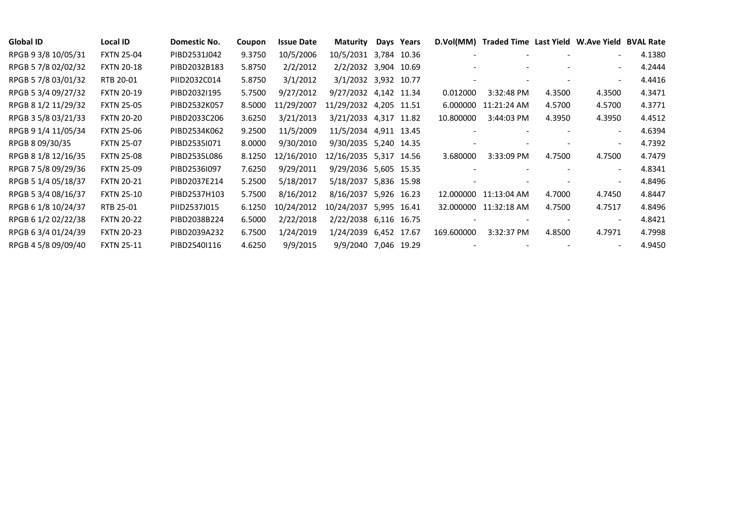| Global ID | Local ID | Domestic No. | Coupon | Issue Date | Maturity | Days | Years | D.Vol(MM) | Traded Time | Last Yield | W.Ave Yield | BVAL Rate |
|---|---|---|---|---|---|---|---|---|---|---|---|---|
| RPGB 9 3/8 10/05/31 | FXTN 25-04 | PIBD2531J042 | 9.3750 | 10/5/2006 | 10/5/2031 | 3,784 | 10.36 | - | - | - | - | 4.1380 |
| RPGB 5 7/8 02/02/32 | FXTN 20-18 | PIBD2032B183 | 5.8750 | 2/2/2012 | 2/2/2032 | 3,904 | 10.69 | - | - | - | - | 4.2444 |
| RPGB 5 7/8 03/01/32 | RTB 20-01 | PIID2032C014 | 5.8750 | 3/1/2012 | 3/1/2032 | 3,932 | 10.77 | - | - | - | - | 4.4416 |
| RPGB 5 3/4 09/27/32 | FXTN 20-19 | PIBD2032I195 | 5.7500 | 9/27/2012 | 9/27/2032 | 4,142 | 11.34 | 0.012000 | 3:32:48 PM | 4.3500 | 4.3500 | 4.3471 |
| RPGB 8 1/2 11/29/32 | FXTN 25-05 | PIBD2532K057 | 8.5000 | 11/29/2007 | 11/29/2032 | 4,205 | 11.51 | 6.000000 | 11:21:24 AM | 4.5700 | 4.5700 | 4.3771 |
| RPGB 3 5/8 03/21/33 | FXTN 20-20 | PIBD2033C206 | 3.6250 | 3/21/2013 | 3/21/2033 | 4,317 | 11.82 | 10.800000 | 3:44:03 PM | 4.3950 | 4.3950 | 4.4512 |
| RPGB 9 1/4 11/05/34 | FXTN 25-06 | PIBD2534K062 | 9.2500 | 11/5/2009 | 11/5/2034 | 4,911 | 13.45 | - | - | - | - | 4.6394 |
| RPGB 8 09/30/35 | FXTN 25-07 | PIBD2535I071 | 8.0000 | 9/30/2010 | 9/30/2035 | 5,240 | 14.35 | - | - | - | - | 4.7392 |
| RPGB 8 1/8 12/16/35 | FXTN 25-08 | PIBD2535L086 | 8.1250 | 12/16/2010 | 12/16/2035 | 5,317 | 14.56 | 3.680000 | 3:33:09 PM | 4.7500 | 4.7500 | 4.7479 |
| RPGB 7 5/8 09/29/36 | FXTN 25-09 | PIBD2536I097 | 7.6250 | 9/29/2011 | 9/29/2036 | 5,605 | 15.35 | - | - | - | - | 4.8341 |
| RPGB 5 1/4 05/18/37 | FXTN 20-21 | PIBD2037E214 | 5.2500 | 5/18/2017 | 5/18/2037 | 5,836 | 15.98 | - | - | - | - | 4.8496 |
| RPGB 5 3/4 08/16/37 | FXTN 25-10 | PIBD2537H103 | 5.7500 | 8/16/2012 | 8/16/2037 | 5,926 | 16.23 | 12.000000 | 11:13:04 AM | 4.7000 | 4.7450 | 4.8447 |
| RPGB 6 1/8 10/24/37 | RTB 25-01 | PIID2537J015 | 6.1250 | 10/24/2012 | 10/24/2037 | 5,995 | 16.41 | 32.000000 | 11:32:18 AM | 4.7500 | 4.7517 | 4.8496 |
| RPGB 6 1/2 02/22/38 | FXTN 20-22 | PIBD2038B224 | 6.5000 | 2/22/2018 | 2/22/2038 | 6,116 | 16.75 | - | - | - | - | 4.8421 |
| RPGB 6 3/4 01/24/39 | FXTN 20-23 | PIBD2039A232 | 6.7500 | 1/24/2019 | 1/24/2039 | 6,452 | 17.67 | 169.600000 | 3:32:37 PM | 4.8500 | 4.7971 | 4.7998 |
| RPGB 4 5/8 09/09/40 | FXTN 25-11 | PIBD2540I116 | 4.6250 | 9/9/2015 | 9/9/2040 | 7,046 | 19.29 | - | - | - | - | 4.9450 |